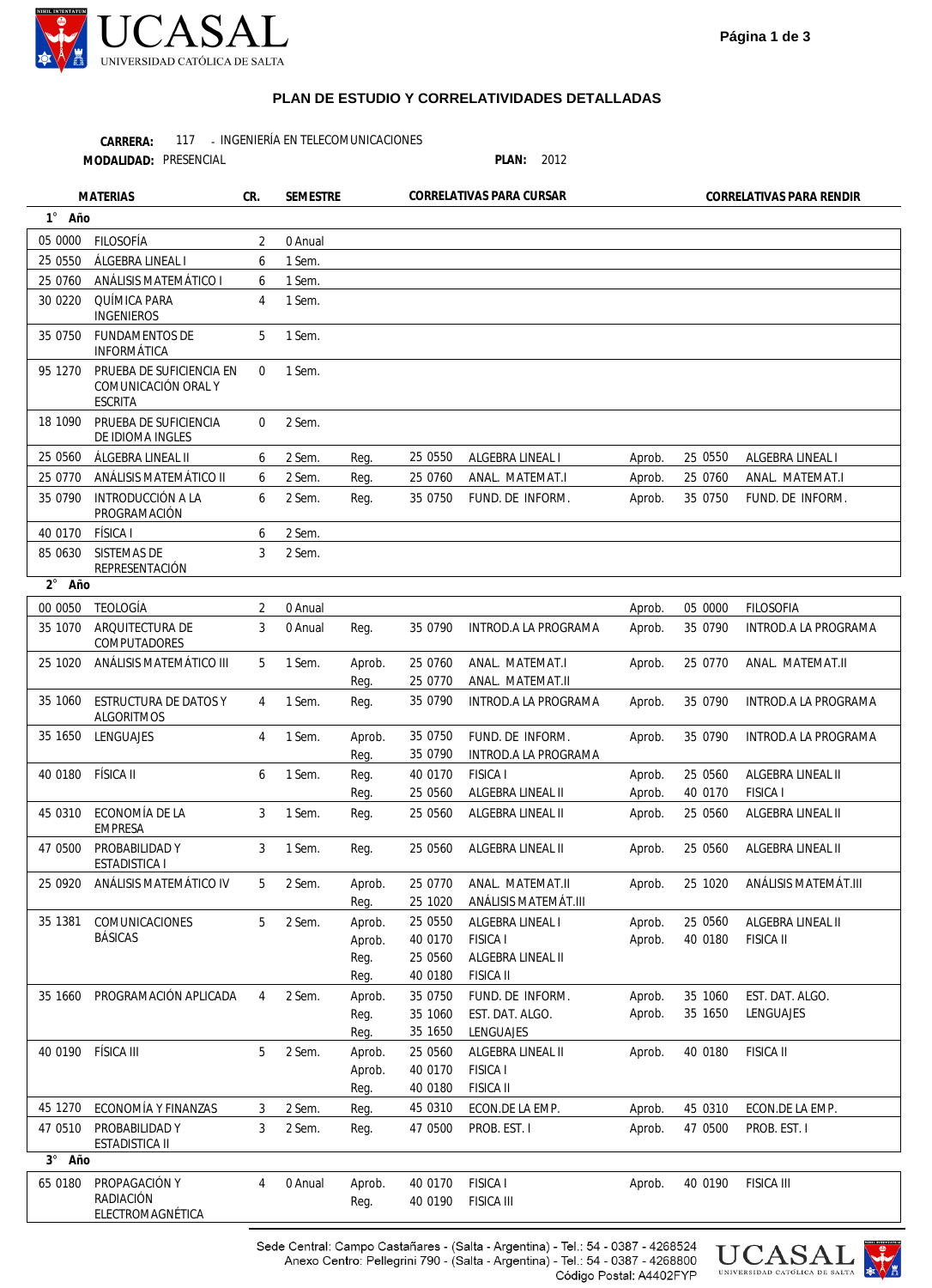## PLAN DE ESTUDIO Y CORRELATIVIDADES DETALLADAS

**CARRERA:** 117 - INGENIERÍA EN TELECOMUNICACIONES
**MODALIDAD:** PRESENCIAL **PLAN:** 2012

| MATERIAS | | CR. | SEMESTRE | CORRELATIVAS PARA CURSAR | | | CORRELATIVAS PARA RENDIR | | |
|---|---|---|---|---|---|---|---|---|---|
| **1° Año** | | | | | | | | | |
| 05 0000 | FILOSOFÍA | 2 | 0 Anual | | | | | | |
| 25 0550 | ÁLGEBRA LINEAL I | 6 | 1 Sem. | | | | | | |
| 25 0760 | ANÁLISIS MATEMÁTICO I | 6 | 1 Sem. | | | | | | |
| 30 0220 | QUÍMICA PARA INGENIEROS | 4 | 1 Sem. | | | | | | |
| 35 0750 | FUNDAMENTOS DE INFORMÁTICA | 5 | 1 Sem. | | | | | | |
| 95 1270 | PRUEBA DE SUFICIENCIA EN COMUNICACIÓN ORAL Y ESCRITA | 0 | 1 Sem. | | | | | | |
| 18 1090 | PRUEBA DE SUFICIENCIA DE IDIOMA INGLES | 0 | 2 Sem. | | | | | | |
| 25 0560 | ÁLGEBRA LINEAL II | 6 | 2 Sem. | Reg. | 25 0550 | ALGEBRA LINEAL I | Aprob. | 25 0550 | ALGEBRA LINEAL I |
| 25 0770 | ANÁLISIS MATEMÁTICO II | 6 | 2 Sem. | Reg. | 25 0760 | ANAL. MATEMAT.I | Aprob. | 25 0760 | ANAL. MATEMAT.I |
| 35 0790 | INTRODUCCIÓN A LA PROGRAMACIÓN | 6 | 2 Sem. | Reg. | 35 0750 | FUND. DE INFORM. | Aprob. | 35 0750 | FUND. DE INFORM. |
| 40 0170 | FÍSICA I | 6 | 2 Sem. | | | | | | |
| 85 0630 | SISTEMAS DE REPRESENTACIÓN | 3 | 2 Sem. | | | | | | |
| **2° Año** | | | | | | | | | |
| 00 0050 | TEOLOGÍA | 2 | 0 Anual | | | | Aprob. | 05 0000 | FILOSOFIA |
| 35 1070 | ARQUITECTURA DE COMPUTADORES | 3 | 0 Anual | Reg. | 35 0790 | INTROD.A LA PROGRAMA | Aprob. | 35 0790 | INTROD.A LA PROGRAMA |
| 25 1020 | ANÁLISIS MATEMÁTICO III | 5 | 1 Sem. | Aprob.<br>Reg. | 25 0760<br>25 0770 | ANAL. MATEMAT.I<br>ANAL. MATEMAT.II | Aprob. | 25 0770 | ANAL. MATEMAT.II |
| 35 1060 | ESTRUCTURA DE DATOS Y ALGORITMOS | 4 | 1 Sem. | Reg. | 35 0790 | INTROD.A LA PROGRAMA | Aprob. | 35 0790 | INTROD.A LA PROGRAMA |
| 35 1650 | LENGUAJES | 4 | 1 Sem. | Aprob.<br>Reg. | 35 0750<br>35 0790 | FUND. DE INFORM.<br>INTROD.A LA PROGRAMA | Aprob. | 35 0790 | INTROD.A LA PROGRAMA |
| 40 0180 | FÍSICA II | 6 | 1 Sem. | Reg.<br>Reg. | 40 0170<br>25 0560 | FISICA I<br>ALGEBRA LINEAL II | Aprob.<br>Aprob. | 25 0560<br>40 0170 | ALGEBRA LINEAL II<br>FISICA I |
| 45 0310 | ECONOMÍA DE LA EMPRESA | 3 | 1 Sem. | Reg. | 25 0560 | ALGEBRA LINEAL II | Aprob. | 25 0560 | ALGEBRA LINEAL II |
| 47 0500 | PROBABILIDAD Y ESTADISTICA I | 3 | 1 Sem. | Reg. | 25 0560 | ALGEBRA LINEAL II | Aprob. | 25 0560 | ALGEBRA LINEAL II |
| 25 0920 | ANÁLISIS MATEMÁTICO IV | 5 | 2 Sem. | Aprob.<br>Reg. | 25 0770<br>25 1020 | ANAL. MATEMAT.II<br>ANÁLISIS MATEMÁT.III | Aprob. | 25 1020 | ANÁLISIS MATEMÁT.III |
| 35 1381 | COMUNICACIONES BÁSICAS | 5 | 2 Sem. | Aprob.<br>Aprob.<br>Reg.<br>Reg. | 25 0550<br>40 0170<br>25 0560<br>40 0180 | ALGEBRA LINEAL I<br>FISICA I<br>ALGEBRA LINEAL II<br>FISICA II | Aprob.<br>Aprob. | 25 0560<br>40 0180 | ALGEBRA LINEAL II<br>FISICA II |
| 35 1660 | PROGRAMACIÓN APLICADA | 4 | 2 Sem. | Aprob.<br>Reg.<br>Reg. | 35 0750<br>35 1060<br>35 1650 | FUND. DE INFORM.<br>EST. DAT. ALGO.<br>LENGUAJES | Aprob.<br>Aprob. | 35 1060<br>35 1650 | EST. DAT. ALGO.<br>LENGUAJES |
| 40 0190 | FÍSICA III | 5 | 2 Sem. | Aprob.<br>Aprob.<br>Reg. | 25 0560<br>40 0170<br>40 0180 | ALGEBRA LINEAL II<br>FISICA I<br>FISICA II | Aprob. | 40 0180 | FISICA II |
| 45 1270 | ECONOMÍA Y FINANZAS | 3 | 2 Sem. | Reg. | 45 0310 | ECON.DE LA EMP. | Aprob. | 45 0310 | ECON.DE LA EMP. |
| 47 0510 | PROBABILIDAD Y ESTADISTICA II | 3 | 2 Sem. | Reg. | 47 0500 | PROB. EST. I | Aprob. | 47 0500 | PROB. EST. I |
| **3° Año** | | | | | | | | | |
| 65 0180 | PROPAGACIÓN Y RADIACIÓN ELECTROMAGNÉTICA | 4 | 0 Anual | Aprob.<br>Reg. | 40 0170<br>40 0190 | FISICA I<br>FISICA III | Aprob. | 40 0190 | FISICA III |

Sede Central: Campo Castañares - (Salta - Argentina) - Tel.: 54 - 0387 - 4268524
Anexo Centro: Pellegrini 790 - (Salta - Argentina) - Tel.: 54 - 0387 - 4268800
Código Postal: A4402FYP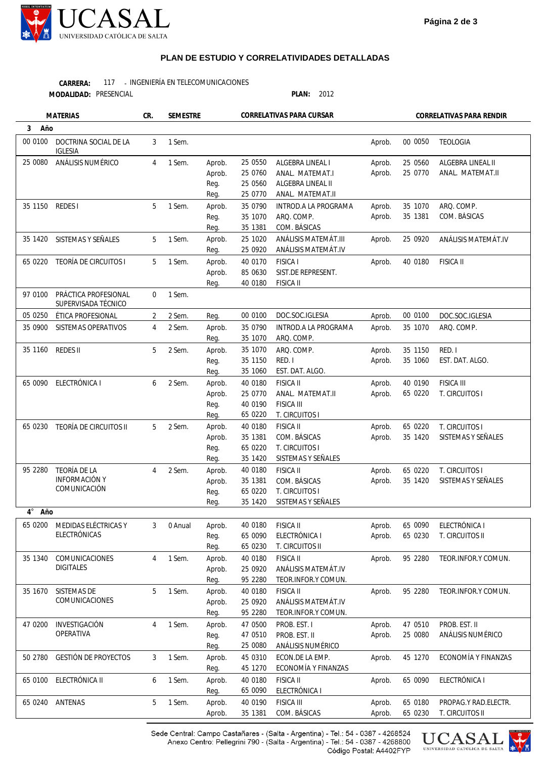## PLAN DE ESTUDIO Y CORRELATIVIDADES DETALLADAS

**CARRERA:** 117 - INGENIERÍA EN TELECOMUNICACIONES
**MODALIDAD:** PRESENCIAL **PLAN:** 2012

| MATERIAS | | CR. | SEMESTRE | CORRELATIVAS PARA CURSAR | | | CORRELATIVAS PARA RENDIR | | |
|---|---|---|---|---|---|---|---|---|---|
| **3 Año** | | | | | | | | | |
| 00 0100 | DOCTRINA SOCIAL DE LA IGLESIA | 3 | 1 Sem. | | | | Aprob. | 00 0050 | TEOLOGIA |
| 25 0080 | ANÁLISIS NUMÉRICO | 4 | 1 Sem. | Aprob. | 25 0550 | ALGEBRA LINEAL I | Aprob. | 25 0560 | ALGEBRA LINEAL II |
| | | | | Aprob. | 25 0760 | ANAL. MATEMAT.I | Aprob. | 25 0770 | ANAL. MATEMAT.II |
| | | | | Reg. | 25 0560 | ALGEBRA LINEAL II | | | |
| | | | | Reg. | 25 0770 | ANAL. MATEMAT.II | | | |
| 35 1150 | REDES I | 5 | 1 Sem. | Aprob. | 35 0790 | INTROD.A LA PROGRAMA | Aprob. | 35 1070 | ARQ. COMP. |
| | | | | Reg. | 35 1070 | ARQ. COMP. | Aprob. | 35 1381 | COM. BÁSICAS |
| | | | | Reg. | 35 1381 | COM. BÁSICAS | | | |
| 35 1420 | SISTEMAS Y SEÑALES | 5 | 1 Sem. | Aprob. | 25 1020 | ANÁLISIS MATEMÁT.III | Aprob. | 25 0920 | ANÁLISIS MATEMÁT.IV |
| | | | | Reg. | 25 0920 | ANÁLISIS MATEMÁT.IV | | | |
| 65 0220 | TEORÍA DE CIRCUITOS I | 5 | 1 Sem. | Aprob. | 40 0170 | FISICA I | Aprob. | 40 0180 | FISICA II |
| | | | | Aprob. | 85 0630 | SIST.DE REPRESENT. | | | |
| | | | | Reg. | 40 0180 | FISICA II | | | |
| 97 0100 | PRÁCTICA PROFESIONAL SUPERVISADA TÉCNICO | 0 | 1 Sem. | | | | | | |
| 05 0250 | ÉTICA PROFESIONAL | 2 | 2 Sem. | Reg. | 00 0100 | DOC.SOC.IGLESIA | Aprob. | 00 0100 | DOC.SOC.IGLESIA |
| 35 0900 | SISTEMAS OPERATIVOS | 4 | 2 Sem. | Aprob. | 35 0790 | INTROD.A LA PROGRAMA | Aprob. | 35 1070 | ARQ. COMP. |
| | | | | Reg. | 35 1070 | ARQ. COMP. | | | |
| 35 1160 | REDES II | 5 | 2 Sem. | Aprob. | 35 1070 | ARQ. COMP. | Aprob. | 35 1150 | RED. I |
| | | | | Reg. | 35 1150 | RED. I | Aprob. | 35 1060 | EST. DAT. ALGO. |
| | | | | Reg. | 35 1060 | EST. DAT. ALGO. | | | |
| 65 0090 | ELECTRÓNICA I | 6 | 2 Sem. | Aprob. | 40 0180 | FISICA II | Aprob. | 40 0190 | FISICA III |
| | | | | Aprob. | 25 0770 | ANAL. MATEMAT.II | Aprob. | 65 0220 | T. CIRCUITOS I |
| | | | | Reg. | 40 0190 | FISICA III | | | |
| | | | | Reg. | 65 0220 | T. CIRCUITOS I | | | |
| 65 0230 | TEORÍA DE CIRCUITOS II | 5 | 2 Sem. | Aprob. | 40 0180 | FISICA II | Aprob. | 65 0220 | T. CIRCUITOS I |
| | | | | Aprob. | 35 1381 | COM. BÁSICAS | Aprob. | 35 1420 | SISTEMAS Y SEÑALES |
| | | | | Reg. | 65 0220 | T. CIRCUITOS I | | | |
| | | | | Reg. | 35 1420 | SISTEMAS Y SEÑALES | | | |
| 95 2280 | TEORÍA DE LA INFORMACIÓN Y COMUNICACIÓN | 4 | 2 Sem. | Aprob. | 40 0180 | FISICA II | Aprob. | 65 0220 | T. CIRCUITOS I |
| | | | | Aprob. | 35 1381 | COM. BÁSICAS | Aprob. | 35 1420 | SISTEMAS Y SEÑALES |
| | | | | Reg. | 65 0220 | T. CIRCUITOS I | | | |
| | | | | Reg. | 35 1420 | SISTEMAS Y SEÑALES | | | |
| **4° Año** | | | | | | | | | |
| 65 0200 | MEDIDAS ELÉCTRICAS Y ELECTRÓNICAS | 3 | 0 Anual | Aprob. | 40 0180 | FISICA II | Aprob. | 65 0090 | ELECTRÓNICA I |
| | | | | Reg. | 65 0090 | ELECTRÓNICA I | Aprob. | 65 0230 | T. CIRCUITOS II |
| | | | | Reg. | 65 0230 | T. CIRCUITOS II | | | |
| 35 1340 | COMUNICACIONES DIGITALES | 4 | 1 Sem. | Aprob. | 40 0180 | FISICA II | Aprob. | 95 2280 | TEOR.INFOR.Y COMUN. |
| | | | | Aprob. | 25 0920 | ANÁLISIS MATEMÁT.IV | | | |
| | | | | Reg. | 95 2280 | TEOR.INFOR.Y COMUN. | | | |
| 35 1670 | SISTEMAS DE COMUNICACIONES | 5 | 1 Sem. | Aprob. | 40 0180 | FISICA II | Aprob. | 95 2280 | TEOR.INFOR.Y COMUN. |
| | | | | Aprob. | 25 0920 | ANÁLISIS MATEMÁT.IV | | | |
| | | | | Reg. | 95 2280 | TEOR.INFOR.Y COMUN. | | | |
| 47 0200 | INVESTIGACIÓN OPERATIVA | 4 | 1 Sem. | Aprob. | 47 0500 | PROB. EST. I | Aprob. | 47 0510 | PROB. EST. II |
| | | | | Reg. | 47 0510 | PROB. EST. II | Aprob. | 25 0080 | ANÁLISIS NUMÉRICO |
| | | | | Reg. | 25 0080 | ANÁLISIS NUMÉRICO | | | |
| 50 2780 | GESTIÓN DE PROYECTOS | 3 | 1 Sem. | Aprob. | 45 0310 | ECON.DE LA EMP. | Aprob. | 45 1270 | ECONOMÍA Y FINANZAS |
| | | | | Reg. | 45 1270 | ECONOMÍA Y FINANZAS | | | |
| 65 0100 | ELECTRÓNICA II | 6 | 1 Sem. | Aprob. | 40 0180 | FISICA II | Aprob. | 65 0090 | ELECTRÓNICA I |
| | | | | Reg. | 65 0090 | ELECTRÓNICA I | | | |
| 65 0240 | ANTENAS | 5 | 1 Sem. | Aprob. | 40 0190 | FISICA III | Aprob. | 65 0180 | PROPAG.Y RAD.ELECTR. |
| | | | | Aprob. | 35 1381 | COM. BÁSICAS | Aprob. | 65 0230 | T. CIRCUITOS II |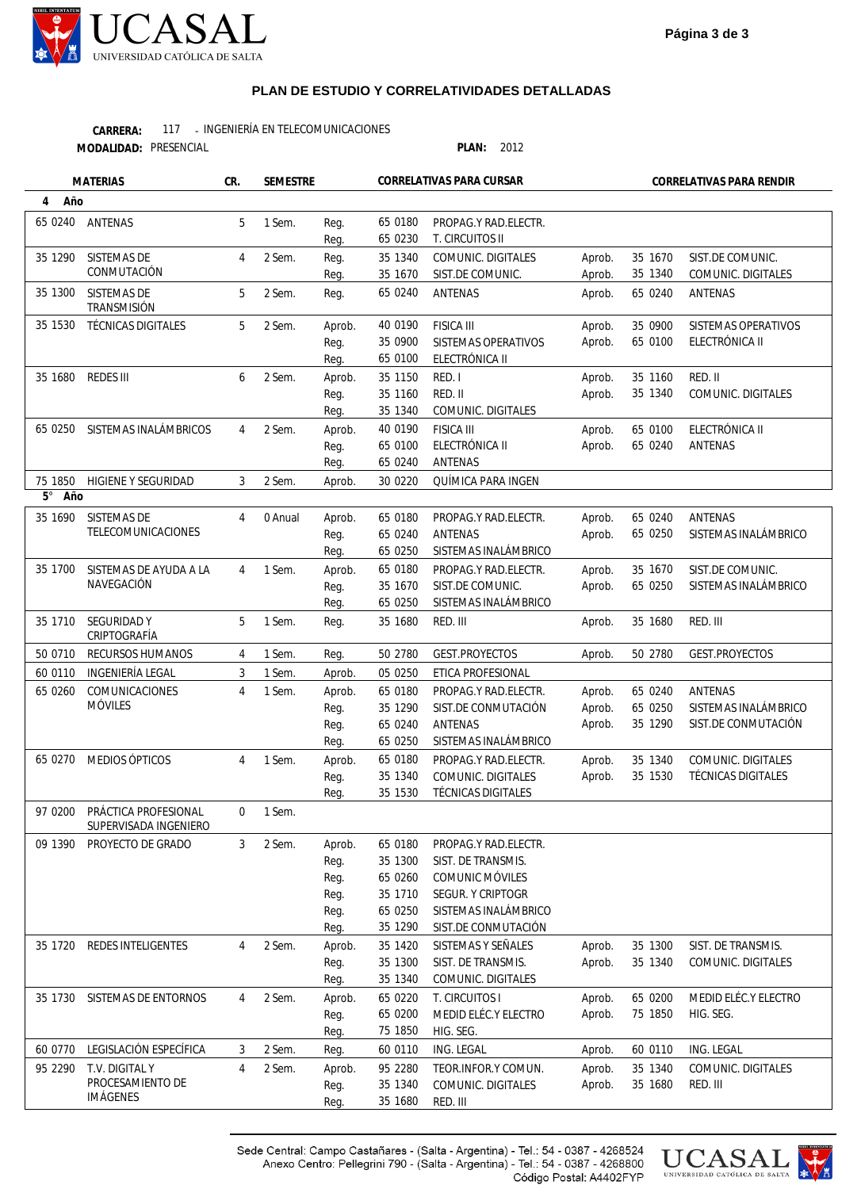## PLAN DE ESTUDIO Y CORRELATIVIDADES DETALLADAS

**CARRERA:** 117 - INGENIERÍA EN TELECOMUNICACIONES

**MODALIDAD:** PRESENCIAL **PLAN:** 2012

| MATERIAS | | CR. | SEMESTRE | CORRELATIVAS PARA CURSAR | | | CORRELATIVAS PARA RENDIR | | |
|---|---|---|---|---|---|---|---|---|---|
| **4 Año** | | | | | | | | | |
| 65 0240 | ANTENAS | 5 | 1 Sem. | Reg. | 65 0180 | PROPAG.Y RAD.ELECTR. | | | |
| | | | | Reg. | 65 0230 | T. CIRCUITOS II | | | |
| 35 1290 | SISTEMAS DE CONMUTACIÓN | 4 | 2 Sem. | Reg. | 35 1340 | COMUNIC. DIGITALES | Aprob. | 35 1670 | SIST.DE COMUNIC. |
| | | | | Reg. | 35 1670 | SIST.DE COMUNIC. | Aprob. | 35 1340 | COMUNIC. DIGITALES |
| 35 1300 | SISTEMAS DE TRANSMISIÓN | 5 | 2 Sem. | Reg. | 65 0240 | ANTENAS | Aprob. | 65 0240 | ANTENAS |
| 35 1530 | TÉCNICAS DIGITALES | 5 | 2 Sem. | Aprob. | 40 0190 | FISICA III | Aprob. | 35 0900 | SISTEMAS OPERATIVOS |
| | | | | Reg. | 35 0900 | SISTEMAS OPERATIVOS | Aprob. | 65 0100 | ELECTRÓNICA II |
| | | | | Reg. | 65 0100 | ELECTRÓNICA II | | | |
| 35 1680 | REDES III | 6 | 2 Sem. | Aprob. | 35 1150 | RED. I | Aprob. | 35 1160 | RED. II |
| | | | | Reg. | 35 1160 | RED. II | Aprob. | 35 1340 | COMUNIC. DIGITALES |
| | | | | Reg. | 35 1340 | COMUNIC. DIGITALES | | | |
| 65 0250 | SISTEMAS INALÁMBRICOS | 4 | 2 Sem. | Aprob. | 40 0190 | FISICA III | Aprob. | 65 0100 | ELECTRÓNICA II |
| | | | | Reg. | 65 0100 | ELECTRÓNICA II | Aprob. | 65 0240 | ANTENAS |
| | | | | Reg. | 65 0240 | ANTENAS | | | |
| 75 1850 | HIGIENE Y SEGURIDAD | 3 | 2 Sem. | Aprob. | 30 0220 | QUÍMICA PARA INGEN | | | |
| **5° Año** | | | | | | | | | |
| 35 1690 | SISTEMAS DE TELECOMUNICACIONES | 4 | 0 Anual | Aprob. | 65 0180 | PROPAG.Y RAD.ELECTR. | Aprob. | 65 0240 | ANTENAS |
| | | | | Reg. | 65 0240 | ANTENAS | Aprob. | 65 0250 | SISTEMAS INALÁMBRICO |
| | | | | Reg. | 65 0250 | SISTEMAS INALÁMBRICO | | | |
| 35 1700 | SISTEMAS DE AYUDA A LA NAVEGACIÓN | 4 | 1 Sem. | Aprob. | 65 0180 | PROPAG.Y RAD.ELECTR. | Aprob. | 35 1670 | SIST.DE COMUNIC. |
| | | | | Reg. | 35 1670 | SIST.DE COMUNIC. | Aprob. | 65 0250 | SISTEMAS INALÁMBRICO |
| | | | | Reg. | 65 0250 | SISTEMAS INALÁMBRICO | | | |
| 35 1710 | SEGURIDAD Y CRIPTOGRAFÍA | 5 | 1 Sem. | Reg. | 35 1680 | RED. III | Aprob. | 35 1680 | RED. III |
| 50 0710 | RECURSOS HUMANOS | 4 | 1 Sem. | Reg. | 50 2780 | GEST.PROYECTOS | Aprob. | 50 2780 | GEST.PROYECTOS |
| 60 0110 | INGENIERÍA LEGAL | 3 | 1 Sem. | Aprob. | 05 0250 | ETICA PROFESIONAL | | | |
| 65 0260 | COMUNICACIONES MÓVILES | 4 | 1 Sem. | Aprob. | 65 0180 | PROPAG.Y RAD.ELECTR. | Aprob. | 65 0240 | ANTENAS |
| | | | | Reg. | 35 1290 | SIST.DE CONMUTACIÓN | Aprob. | 65 0250 | SISTEMAS INALÁMBRICO |
| | | | | Reg. | 65 0240 | ANTENAS | Aprob. | 35 1290 | SIST.DE CONMUTACIÓN |
| | | | | Reg. | 65 0250 | SISTEMAS INALÁMBRICO | | | |
| 65 0270 | MEDIOS ÓPTICOS | 4 | 1 Sem. | Aprob. | 65 0180 | PROPAG.Y RAD.ELECTR. | Aprob. | 35 1340 | COMUNIC. DIGITALES |
| | | | | Reg. | 35 1340 | COMUNIC. DIGITALES | Aprob. | 35 1530 | TÉCNICAS DIGITALES |
| | | | | Reg. | 35 1530 | TÉCNICAS DIGITALES | | | |
| 97 0200 | PRÁCTICA PROFESIONAL SUPERVISADA INGENIERO | 0 | 1 Sem. | | | | | | |
| 09 1390 | PROYECTO DE GRADO | 3 | 2 Sem. | Aprob. | 65 0180 | PROPAG.Y RAD.ELECTR. | | | |
| | | | | Reg. | 35 1300 | SIST. DE TRANSMIS. | | | |
| | | | | Reg. | 65 0260 | COMUNIC MÓVILES | | | |
| | | | | Reg. | 35 1710 | SEGUR. Y CRIPTOGR | | | |
| | | | | Reg. | 65 0250 | SISTEMAS INALÁMBRICO | | | |
| | | | | Reg. | 35 1290 | SIST.DE CONMUTACIÓN | | | |
| 35 1720 | REDES INTELIGENTES | 4 | 2 Sem. | Aprob. | 35 1420 | SISTEMAS Y SEÑALES | Aprob. | 35 1300 | SIST. DE TRANSMIS. |
| | | | | Reg. | 35 1300 | SIST. DE TRANSMIS. | Aprob. | 35 1340 | COMUNIC. DIGITALES |
| | | | | Reg. | 35 1340 | COMUNIC. DIGITALES | | | |
| 35 1730 | SISTEMAS DE ENTORNOS | 4 | 2 Sem. | Aprob. | 65 0220 | T. CIRCUITOS I | Aprob. | 65 0200 | MEDID ELÉC.Y ELECTRO |
| | | | | Reg. | 65 0200 | MEDID ELÉC.Y ELECTRO | Aprob. | 75 1850 | HIG. SEG. |
| | | | | Reg. | 75 1850 | HIG. SEG. | | | |
| 60 0770 | LEGISLACIÓN ESPECÍFICA | 3 | 2 Sem. | Reg. | 60 0110 | ING. LEGAL | Aprob. | 60 0110 | ING. LEGAL |
| 95 2290 | T.V. DIGITAL Y PROCESAMIENTO DE IMÁGENES | 4 | 2 Sem. | Aprob. | 95 2280 | TEOR.INFOR.Y COMUN. | Aprob. | 35 1340 | COMUNIC. DIGITALES |
| | | | | Reg. | 35 1340 | COMUNIC. DIGITALES | Aprob. | 35 1680 | RED. III |
| | | | | Reg. | 35 1680 | RED. III | | | |

Sede Central: Campo Castañares - (Salta - Argentina) - Tel.: 54 - 0387 - 4268524
Anexo Centro: Pellegrini 790 - (Salta - Argentina) - Tel.: 54 - 0387 - 4268800
Código Postal: A4402FYP